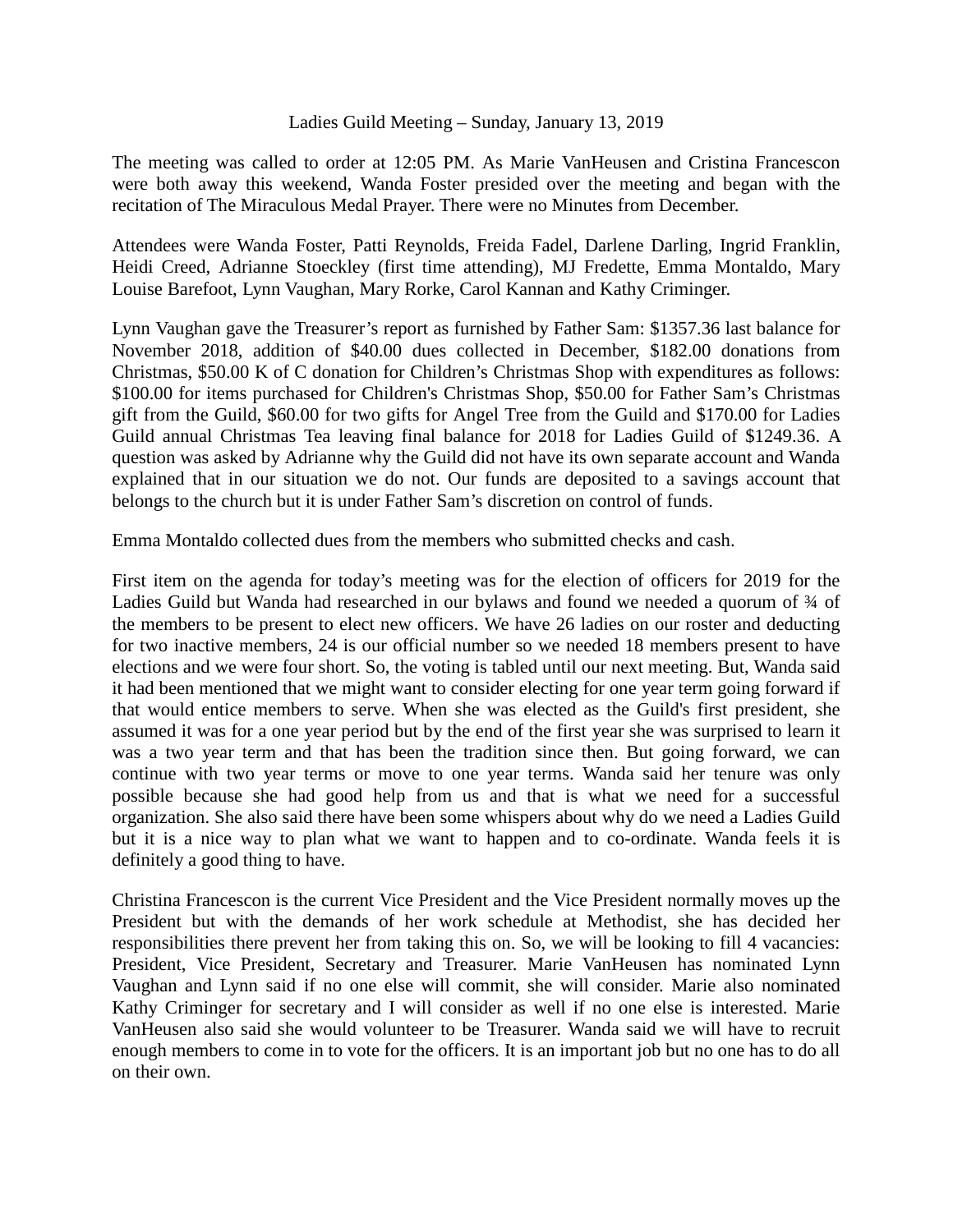Ladies Guild Meeting – Sunday, January 13, 2019

The meeting was called to order at 12:05 PM. As Marie VanHeusen and Cristina Francescon were both away this weekend, Wanda Foster presided over the meeting and began with the recitation of The Miraculous Medal Prayer. There were no Minutes from December.

Attendees were Wanda Foster, Patti Reynolds, Freida Fadel, Darlene Darling, Ingrid Franklin, Heidi Creed, Adrianne Stoeckley (first time attending), MJ Fredette, Emma Montaldo, Mary Louise Barefoot, Lynn Vaughan, Mary Rorke, Carol Kannan and Kathy Criminger.

Lynn Vaughan gave the Treasurer's report as furnished by Father Sam: $1357.36 last balance for November 2018, addition of $40.00 dues collected in December, $182.00 donations from Christmas, $50.00 K of C donation for Children's Christmas Shop with expenditures as follows: $100.00 for items purchased for Children's Christmas Shop, $50.00 for Father Sam's Christmas gift from the Guild, $60.00 for two gifts for Angel Tree from the Guild and $170.00 for Ladies Guild annual Christmas Tea leaving final balance for 2018 for Ladies Guild of $1249.36. A question was asked by Adrianne why the Guild did not have its own separate account and Wanda explained that in our situation we do not. Our funds are deposited to a savings account that belongs to the church but it is under Father Sam's discretion on control of funds.

Emma Montaldo collected dues from the members who submitted checks and cash.

First item on the agenda for today's meeting was for the election of officers for 2019 for the Ladies Guild but Wanda had researched in our bylaws and found we needed a quorum of ¾ of the members to be present to elect new officers. We have 26 ladies on our roster and deducting for two inactive members, 24 is our official number so we needed 18 members present to have elections and we were four short. So, the voting is tabled until our next meeting. But, Wanda said it had been mentioned that we might want to consider electing for one year term going forward if that would entice members to serve. When she was elected as the Guild's first president, she assumed it was for a one year period but by the end of the first year she was surprised to learn it was a two year term and that has been the tradition since then. But going forward, we can continue with two year terms or move to one year terms. Wanda said her tenure was only possible because she had good help from us and that is what we need for a successful organization. She also said there have been some whispers about why do we need a Ladies Guild but it is a nice way to plan what we want to happen and to co-ordinate. Wanda feels it is definitely a good thing to have.

Christina Francescon is the current Vice President and the Vice President normally moves up the President but with the demands of her work schedule at Methodist, she has decided her responsibilities there prevent her from taking this on. So, we will be looking to fill 4 vacancies: President, Vice President, Secretary and Treasurer. Marie VanHeusen has nominated Lynn Vaughan and Lynn said if no one else will commit, she will consider. Marie also nominated Kathy Criminger for secretary and I will consider as well if no one else is interested. Marie VanHeusen also said she would volunteer to be Treasurer. Wanda said we will have to recruit enough members to come in to vote for the officers. It is an important job but no one has to do all on their own.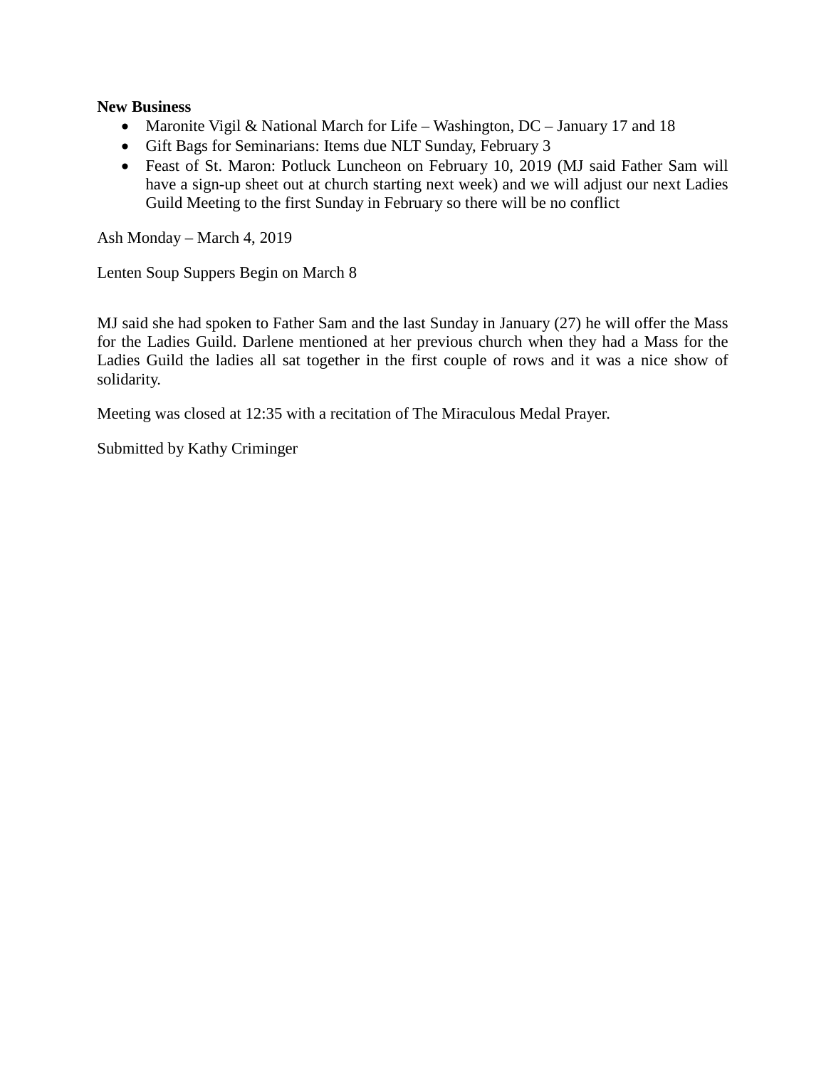**New Business**

- Maronite Vigil & National March for Life – Washington, DC – January 17 and 18
- Gift Bags for Seminarians: Items due NLT Sunday, February 3
- Feast of St. Maron: Potluck Luncheon on February 10, 2019 (MJ said Father Sam will have a sign-up sheet out at church starting next week) and we will adjust our next Ladies Guild Meeting to the first Sunday in February so there will be no conflict

Ash Monday – March 4, 2019

Lenten Soup Suppers Begin on March 8

MJ said she had spoken to Father Sam and the last Sunday in January (27) he will offer the Mass for the Ladies Guild. Darlene mentioned at her previous church when they had a Mass for the Ladies Guild the ladies all sat together in the first couple of rows and it was a nice show of solidarity.

Meeting was closed at 12:35 with a recitation of The Miraculous Medal Prayer.

Submitted by Kathy Criminger